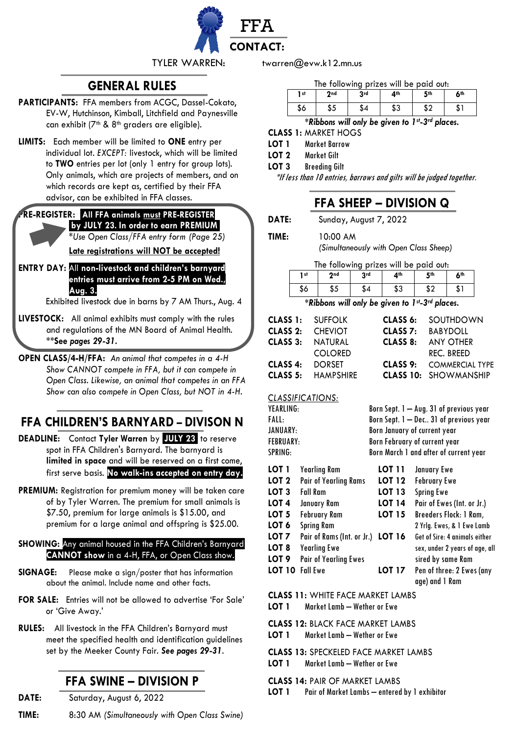# FFA

**CONTACT:**

TYLER WARREN: twarren@evw.k12.mn.us

## GENERAL RULES

**PARTICIPANTS:** FFA members from ACGC, Dassel-Cokato, EV-W, Hutchinson, Kimball, Litchfield and Paynesville can exhibit (7th & 8th graders are eligible).

**LIMITS:** Each member will be limited to **ONE** entry per individual lot. *EXCEPT:* livestock, which will be limited to **TWO** entries per lot (only 1 entry for group lots). Only animals, which are projects of members, and on which records are kept as, certified by their FFA advisor, can be exhibited in FFA classes.

**PRE-REGISTER:** **All FFA animals must PRE-REGISTER by JULY 23. In order to earn PREMIUM**
*\*Use Open Class/FFA entry form (Page 25)*
**Late registrations will NOT be accepted!**

**ENTRY DAY:** All **non-livestock and children's barnyard entries must arrive from 2-5 PM on Wed., Aug. 3.**
Exhibited livestock due in barns by 7 AM Thurs., Aug. 4

**LIVESTOCK:** All animal exhibits must comply with the rules and regulations of the MN Board of Animal Health. **\*\*See *pages 29-31*.**

**OPEN CLASS/4-H/FFA:** *An animal that competes in a 4-H Show CANNOT compete in FFA, but it can compete in Open Class. Likewise, an animal that competes in an FFA Show can also compete in Open Class, but NOT in 4-H.*

## FFA CHILDREN'S BARNYARD – DIVISON N

**DEADLINE:** Contact **Tyler Warren** by **JULY 23** to reserve spot in FFA Children's Barnyard. The barnyard is **limited in space** and will be reserved on a first come, first serve basis. **No walk-ins accepted on entry day.**

**PREMIUM:** Registration for premium money will be taken care of by Tyler Warren. The premium for small animals is $7.50, premium for large animals is $15.00, and premium for a large animal and offspring is $25.00.

**SHOWING:** Any animal housed in the FFA Children's Barnyard **CANNOT show** in a 4-H, FFA, or Open Class show.

**SIGNAGE:** Please make a sign/poster that has information about the animal. Include name and other facts.

**FOR SALE:** Entries will not be allowed to advertise 'For Sale' or 'Give Away.'

**RULES:** All livestock in the FFA Children's Barnyard must meet the specified health and identification guidelines set by the Meeker County Fair. ***See pages 29-31*.**

## FFA SWINE – DIVISION P

**DATE:** Saturday, August 6, 2022

**TIME:** 8:30 AM *(Simultaneously with Open Class Swine)*

The following prizes will be paid out:

| 1st | 2nd | 3rd | 4th | 5th | 6th |
|---|---|---|---|---|---|
| $6 | $5 | $4 | $3 | $2 | $1 |

***Ribbons will only be given to 1st-3rd places.***

**CLASS 1:** MARKET HOGS

- **LOT 1** Market Barrow
- **LOT 2** Market Gilt
- **LOT 3** Breeding Gilt

*\*If less than 10 entries, barrows and gilts will be judged together.*

## FFA SHEEP – DIVISION Q

**DATE:** Sunday, August 7, 2022

**TIME:** 10:00 AM
*(Simultaneously with Open Class Sheep)*

The following prizes will be paid out:

| 1st | 2nd | 3rd | 4th | 5th | 6th |
|---|---|---|---|---|---|
| $6 | $5 | $4 | $3 | $2 | $1 |

***Ribbons will only be given to 1st-3rd places.***

- **CLASS 1:** SUFFOLK
- **CLASS 2:** CHEVIOT
- **CLASS 3:** NATURAL COLORED
- **CLASS 4:** DORSET
- **CLASS 5:** HAMPSHIRE
- **CLASS 6:** SOUTHDOWN
- **CLASS 7:** BABYDOLL
- **CLASS 8:** ANY OTHER REC. BREED
- **CLASS 9:** COMMERCIAL TYPE
- **CLASS 10:** SHOWMANSHIP

*CLASSIFICATIONS:*

| | |
|---|---|
| YEARLING: | Born Sept. 1 – Aug. 31 of previous year |
| FALL: | Born Sept. 1 – Dec.. 31 of previous year |
| JANUARY: | Born January of current year |
| FEBRUARY: | Born February of current year |
| SPRING: | Born March 1 and after of current year |

- **LOT 1** Yearling Ram
- **LOT 2** Pair of Yearling Rams
- **LOT 3** Fall Ram
- **LOT 4** January Ram
- **LOT 5** February Ram
- **LOT 6** Spring Ram
- **LOT 7** Pair of Rams (Int. or Jr.)
- **LOT 8** Yearling Ewe
- **LOT 9** Pair of Yearling Ewes
- **LOT 10** Fall Ewe
- **LOT 11** January Ewe
- **LOT 12** February Ewe
- **LOT 13** Spring Ewe
- **LOT 14** Pair of Ewes (Int. or Jr.)
- **LOT 15** Breeders Flock: 1 Ram, 2 Yrlg. Ewes, & 1 Ewe Lamb
- **LOT 16** Get of Sire: 4 animals either sex, under 2 years of age, all sired by same Ram
- **LOT 17** Pen of three: 2 Ewes (any age) and 1 Ram

**CLASS 11:** WHITE FACE MARKET LAMBS
- **LOT 1** Market Lamb – Wether or Ewe

**CLASS 12:** BLACK FACE MARKET LAMBS
- **LOT 1** Market Lamb – Wether or Ewe

**CLASS 13:** SPECKELED FACE MARKET LAMBS
- **LOT 1** Market Lamb – Wether or Ewe

**CLASS 14:** PAIR OF MARKET LAMBS
- **LOT 1** Pair of Market Lambs – entered by 1 exhibitor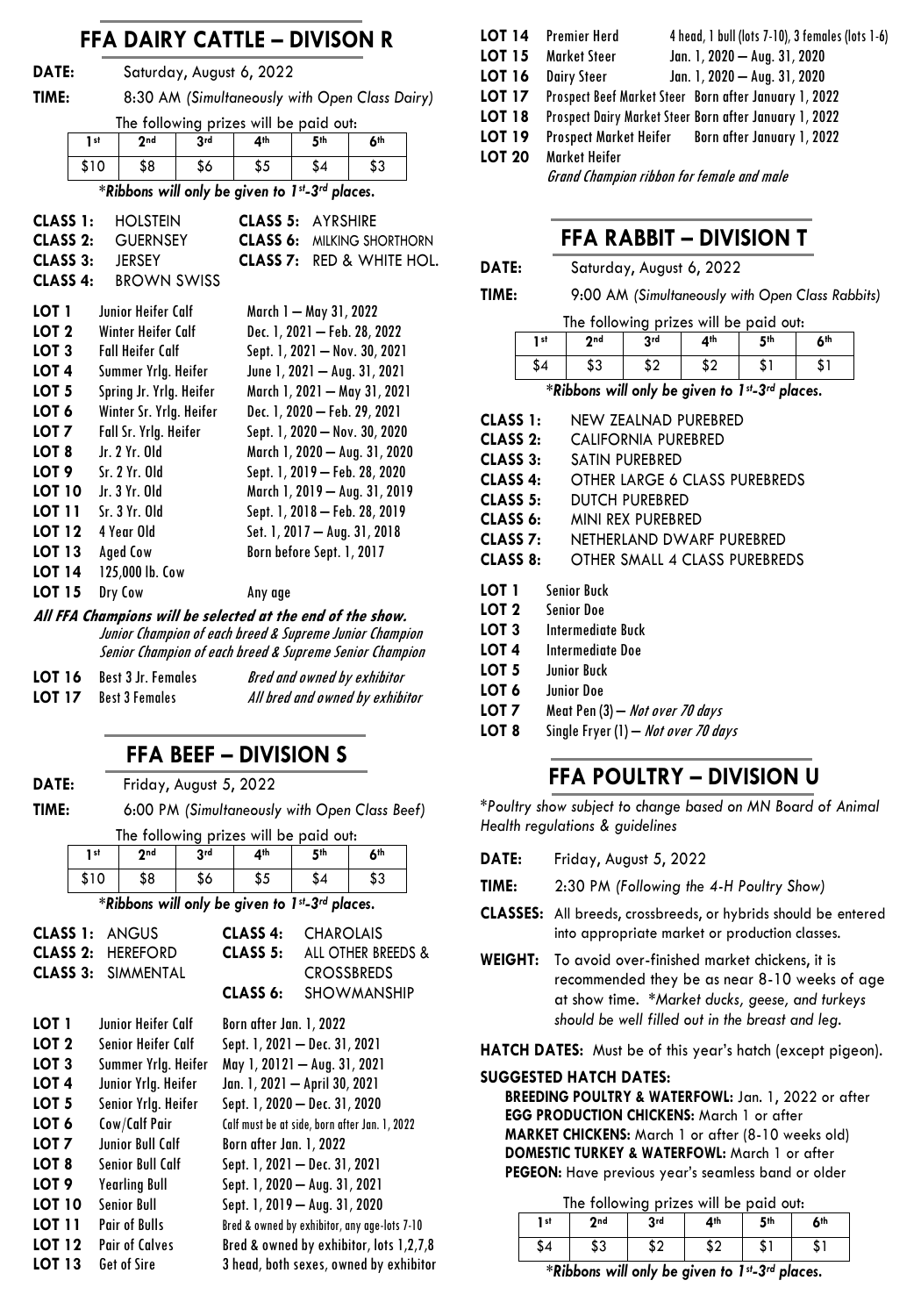## FFA DAIRY CATTLE – DIVISON R

**DATE:** Saturday, August 6, 2022

**TIME:** 8:30 AM *(Simultaneously with Open Class Dairy)*

The following prizes will be paid out:

| 1st | 2nd | 3rd | 4th | 5th | 6th |
|---|---|---|---|---|---|
| $10 | $8 | $6 | $5 | $4 | $3 |

***Ribbons will only be given to 1st-3rd places.***

**CLASS 1:** HOLSTEIN
**CLASS 2:** GUERNSEY
**CLASS 3:** JERSEY
**CLASS 4:** BROWN SWISS
**CLASS 5:** AYRSHIRE
**CLASS 6:** MILKING SHORTHORN
**CLASS 7:** RED & WHITE HOL.

| | | |
|---|---|---|
| **LOT 1** | Junior Heifer Calf | March 1 – May 31, 2022 |
| **LOT 2** | Winter Heifer Calf | Dec. 1, 2021 – Feb. 28, 2022 |
| **LOT 3** | Fall Heifer Calf | Sept. 1, 2021 – Nov. 30, 2021 |
| **LOT 4** | Summer Yrlg. Heifer | June 1, 2021 – Aug. 31, 2021 |
| **LOT 5** | Spring Jr. Yrlg. Heifer | March 1, 2021 – May 31, 2021 |
| **LOT 6** | Winter Sr. Yrlg. Heifer | Dec. 1, 2020 – Feb. 29, 2021 |
| **LOT 7** | Fall Sr. Yrlg. Heifer | Sept. 1, 2020 – Nov. 30, 2020 |
| **LOT 8** | Jr. 2 Yr. Old | March 1, 2020 – Aug. 31, 2020 |
| **LOT 9** | Sr. 2 Yr. Old | Sept. 1, 2019 – Feb. 28, 2020 |
| **LOT 10** | Jr. 3 Yr. Old | March 1, 2019 – Aug. 31, 2019 |
| **LOT 11** | Sr. 3 Yr. Old | Sept. 1, 2018 – Feb. 28, 2019 |
| **LOT 12** | 4 Year Old | Set. 1, 2017 – Aug. 31, 2018 |
| **LOT 13** | Aged Cow | Born before Sept. 1, 2017 |
| **LOT 14** | 125,000 lb. Cow | |
| **LOT 15** | Dry Cow | Any age |

***All FFA Champions will be selected at the end of the show.***
*Junior Champion of each breed & Supreme Junior Champion*
*Senior Champion of each breed & Supreme Senior Champion*

| | | |
|---|---|---|
| **LOT 16** | Best 3 Jr. Females | *Bred and owned by exhibitor* |
| **LOT 17** | Best 3 Females | *All bred and owned by exhibitor* |

## FFA BEEF – DIVISION S

**DATE:** Friday, August 5, 2022

**TIME:** 6:00 PM *(Simultaneously with Open Class Beef)*

The following prizes will be paid out:

| 1st | 2nd | 3rd | 4th | 5th | 6th |
|---|---|---|---|---|---|
| $10 | $8 | $6 | $5 | $4 | $3 |

***Ribbons will only be given to 1st-3rd places.***

**CLASS 1:** ANGUS
**CLASS 2:** HEREFORD
**CLASS 3:** SIMMENTAL
**CLASS 4:** CHAROLAIS
**CLASS 5:** ALL OTHER BREEDS & CROSSBREDS
**CLASS 6:** SHOWMANSHIP

| | | |
|---|---|---|
| **LOT 1** | Junior Heifer Calf | Born after Jan. 1, 2022 |
| **LOT 2** | Senior Heifer Calf | Sept. 1, 2021 – Dec. 31, 2021 |
| **LOT 3** | Summer Yrlg. Heifer | May 1, 20121 – Aug. 31, 2021 |
| **LOT 4** | Junior Yrlg. Heifer | Jan. 1, 2021 – April 30, 2021 |
| **LOT 5** | Senior Yrlg. Heifer | Sept. 1, 2020 – Dec. 31, 2020 |
| **LOT 6** | Cow/Calf Pair | Calf must be at side, born after Jan. 1, 2022 |
| **LOT 7** | Junior Bull Calf | Born after Jan. 1, 2022 |
| **LOT 8** | Senior Bull Calf | Sept. 1, 2021 – Dec. 31, 2021 |
| **LOT 9** | Yearling Bull | Sept. 1, 2020 – Aug. 31, 2021 |
| **LOT 10** | Senior Bull | Sept. 1, 2019 – Aug. 31, 2020 |
| **LOT 11** | Pair of Bulls | Bred & owned by exhibitor, any age-lots 7-10 |
| **LOT 12** | Pair of Calves | Bred & owned by exhibitor, lots 1,2,7,8 |
| **LOT 13** | Get of Sire | 3 head, both sexes, owned by exhibitor |
| **LOT 14** | Premier Herd | 4 head, 1 bull (lots 7-10), 3 females (lots 1-6) |
| **LOT 15** | Market Steer | Jan. 1, 2020 – Aug. 31, 2020 |
| **LOT 16** | Dairy Steer | Jan. 1, 2020 – Aug. 31, 2020 |
| **LOT 17** | Prospect Beef Market Steer | Born after January 1, 2022 |
| **LOT 18** | Prospect Dairy Market Steer | Born after January 1, 2022 |
| **LOT 19** | Prospect Market Heifer | Born after January 1, 2022 |
| **LOT 20** | Market Heifer | |

*Grand Champion ribbon for female and male*

## FFA RABBIT – DIVISION T

**DATE:** Saturday, August 6, 2022

**TIME:** 9:00 AM *(Simultaneously with Open Class Rabbits)*

The following prizes will be paid out:

| 1st | 2nd | 3rd | 4th | 5th | 6th |
|---|---|---|---|---|---|
| $4 | $3 | $2 | $2 | $1 | $1 |

***Ribbons will only be given to 1st-3rd places.***

**CLASS 1:** NEW ZEALNAD PUREBRED
**CLASS 2:** CALIFORNIA PUREBRED
**CLASS 3:** SATIN PUREBRED
**CLASS 4:** OTHER LARGE 6 CLASS PUREBREDS
**CLASS 5:** DUTCH PUREBRED
**CLASS 6:** MINI REX PUREBRED
**CLASS 7:** NETHERLAND DWARF PUREBRED
**CLASS 8:** OTHER SMALL 4 CLASS PUREBREDS

**LOT 1** Senior Buck
**LOT 2** Senior Doe
**LOT 3** Intermediate Buck
**LOT 4** Intermediate Doe
**LOT 5** Junior Buck
**LOT 6** Junior Doe
**LOT 7** Meat Pen (3) – *Not over 70 days*
**LOT 8** Single Fryer (1) – *Not over 70 days*

## FFA POULTRY – DIVISION U

*\*Poultry show subject to change based on MN Board of Animal Health regulations & guidelines*

**DATE:** Friday, August 5, 2022

**TIME:** 2:30 PM *(Following the 4-H Poultry Show)*

**CLASSES:** All breeds, crossbreeds, or hybrids should be entered into appropriate market or production classes.

**WEIGHT:** To avoid over-finished market chickens, it is recommended they be as near 8-10 weeks of age at show time. *\*Market ducks, geese, and turkeys should be well filled out in the breast and leg.*

**HATCH DATES:** Must be of this year's hatch (except pigeon).

**SUGGESTED HATCH DATES:**
**BREEDING POULTRY & WATERFOWL:** Jan. 1, 2022 or after
**EGG PRODUCTION CHICKENS:** March 1 or after
**MARKET CHICKENS:** March 1 or after (8-10 weeks old)
**DOMESTIC TURKEY & WATERFOWL:** March 1 or after
**PEGEON:** Have previous year's seamless band or older

The following prizes will be paid out:

| 1st | 2nd | 3rd | 4th | 5th | 6th |
|---|---|---|---|---|---|
| $4 | $3 | $2 | $2 | $1 | $1 |

***Ribbons will only be given to 1st-3rd places.***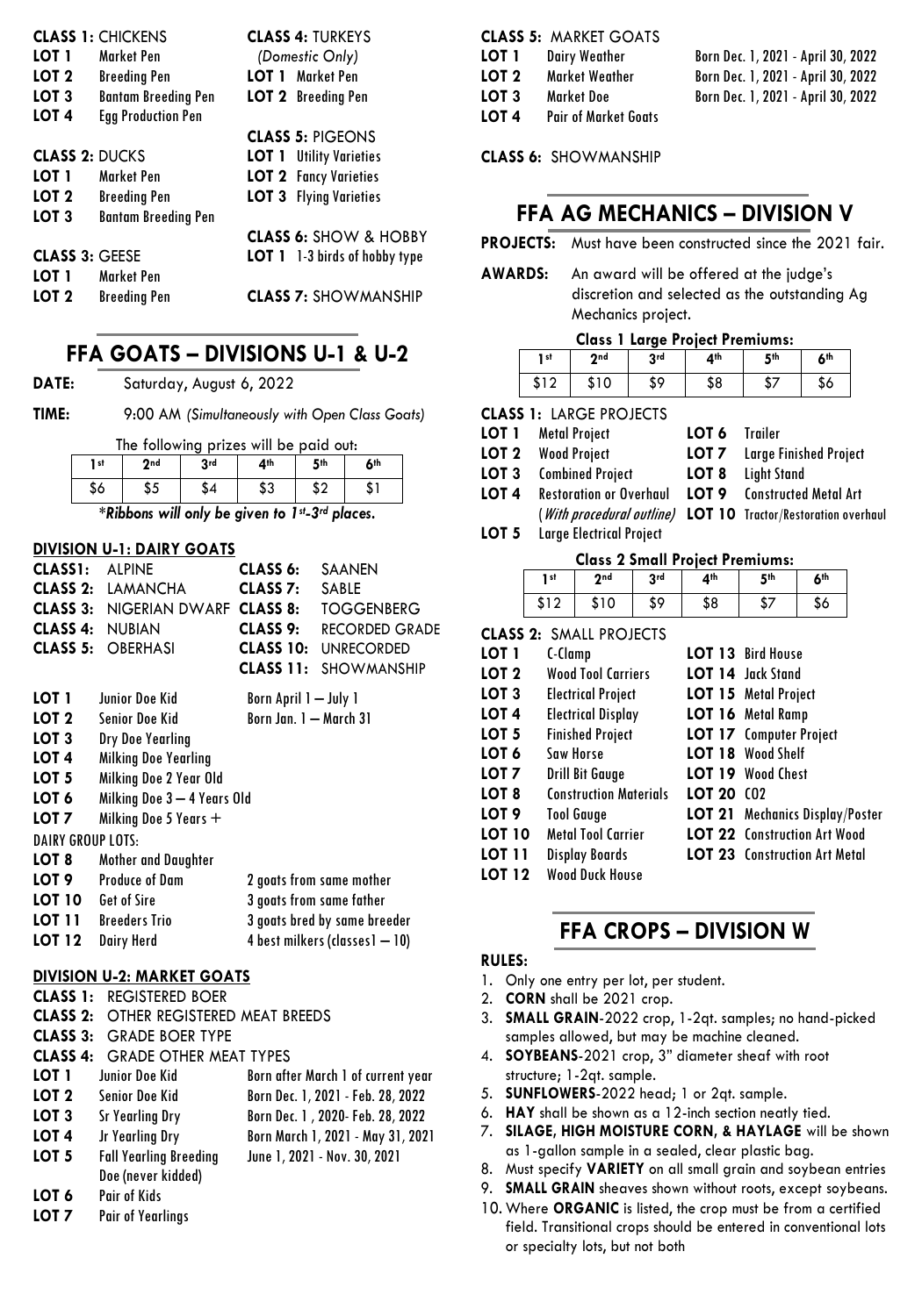**CLASS 1:** CHICKENS

**LOT 1** Market Pen

**LOT 2** Breeding Pen

**LOT 3** Bantam Breeding Pen

**LOT 4** Egg Production Pen

**CLASS 2:** DUCKS

**LOT 1** Market Pen

**LOT 2** Breeding Pen

**LOT 3** Bantam Breeding Pen

**CLASS 3:** GEESE

**LOT 1** Market Pen

**LOT 2** Breeding Pen

**CLASS 4:** TURKEYS

*(Domestic Only)*

**LOT 1** Market Pen

**LOT 2** Breeding Pen

**CLASS 5:** PIGEONS

**LOT 1** Utility Varieties

**LOT 2** Fancy Varieties

**LOT 3** Flying Varieties

**CLASS 6:** SHOW & HOBBY

**LOT 1** 1-3 birds of hobby type

**CLASS 7:** SHOWMANSHIP

## FFA GOATS – DIVISIONS U-1 & U-2

**DATE:** Saturday, August 6, 2022

**TIME:** 9:00 AM *(Simultaneously with Open Class Goats)*

The following prizes will be paid out:

| 1st | 2nd | 3rd | 4th | 5th | 6th |
|---|---|---|---|---|---|
| $6 | $5 | $4 | $3 | $2 | $1 |

***Ribbons will only be given to 1st-3rd places.***

### DIVISION U-1: DAIRY GOATS

**CLASS1:** ALPINE

**CLASS 2:** LAMANCHA

**CLASS 3:** NIGERIAN DWARF

**CLASS 4:** NUBIAN

**CLASS 5:** OBERHASI

**CLASS 6:** SAANEN

**CLASS 7:** SABLE

**CLASS 8:** TOGGENBERG

**CLASS 9:** RECORDED GRADE

**CLASS 10:** UNRECORDED

**CLASS 11:** SHOWMANSHIP

**LOT 1** Junior Doe Kid — Born April 1 – July 1

**LOT 2** Senior Doe Kid — Born Jan. 1 – March 31

**LOT 3** Dry Doe Yearling

**LOT 4** Milking Doe Yearling

**LOT 5** Milking Doe 2 Year Old

**LOT 6** Milking Doe 3 – 4 Years Old

**LOT 7** Milking Doe 5 Years +

DAIRY GROUP LOTS:

**LOT 8** Mother and Daughter

**LOT 9** Produce of Dam — 2 goats from same mother

**LOT 10** Get of Sire — 3 goats from same father

**LOT 11** Breeders Trio — 3 goats bred by same breeder

**LOT 12** Dairy Herd — 4 best milkers (classes1 – 10)

### DIVISION U-2: MARKET GOATS

**CLASS 1:** REGISTERED BOER

**CLASS 2:** OTHER REGISTERED MEAT BREEDS

**CLASS 3:** GRADE BOER TYPE

**CLASS 4:** GRADE OTHER MEAT TYPES

**LOT 1** Junior Doe Kid — Born after March 1 of current year

**LOT 2** Senior Doe Kid — Born Dec. 1, 2021 - Feb. 28, 2022

**LOT 3** Sr Yearling Dry — Born Dec. 1 , 2020- Feb. 28, 2022

**LOT 4** Jr Yearling Dry — Born March 1, 2021 - May 31, 2021

**LOT 5** Fall Yearling Breeding Doe (never kidded) — June 1, 2021 - Nov. 30, 2021

**LOT 6** Pair of Kids

**LOT 7** Pair of Yearlings

**CLASS 5:** MARKET GOATS

**LOT 1** Dairy Weather — Born Dec. 1, 2021 - April 30, 2022

**LOT 2** Market Weather — Born Dec. 1, 2021 - April 30, 2022

**LOT 3** Market Doe — Born Dec. 1, 2021 - April 30, 2022

**LOT 4** Pair of Market Goats

**CLASS 6:** SHOWMANSHIP

## FFA AG MECHANICS – DIVISION V

**PROJECTS:** Must have been constructed since the 2021 fair.

**AWARDS:** An award will be offered at the judge's discretion and selected as the outstanding Ag Mechanics project.

**Class 1 Large Project Premiums:**

| 1st | 2nd | 3rd | 4th | 5th | 6th |
|---|---|---|---|---|---|
| $12 | $10 | $9 | $8 | $7 | $6 |

**CLASS 1:** LARGE PROJECTS

**LOT 1** Metal Project

**LOT 2** Wood Project

**LOT 3** Combined Project

**LOT 4** Restoration or Overhaul (*With procedural outline*)

**LOT 5** Large Electrical Project

**LOT 6** Trailer

**LOT 7** Large Finished Project

**LOT 8** Light Stand

**LOT 9** Constructed Metal Art

**LOT 10** Tractor/Restoration overhaul

**Class 2 Small Project Premiums:**

| 1st | 2nd | 3rd | 4th | 5th | 6th |
|---|---|---|---|---|---|
| $12 | $10 | $9 | $8 | $7 | $6 |

**CLASS 2:** SMALL PROJECTS

**LOT 1** C-Clamp

**LOT 2** Wood Tool Carriers

**LOT 3** Electrical Project

**LOT 4** Electrical Display

**LOT 5** Finished Project

**LOT 6** Saw Horse

**LOT 7** Drill Bit Gauge

**LOT 8** Construction Materials

**LOT 9** Tool Gauge

**LOT 10** Metal Tool Carrier

**LOT 11** Display Boards

**LOT 12** Wood Duck House

**LOT 13** Bird House

**LOT 14** Jack Stand

**LOT 15** Metal Project

**LOT 16** Metal Ramp

**LOT 17** Computer Project

**LOT 18** Wood Shelf

**LOT 19** Wood Chest

**LOT 20** C02

**LOT 21** Mechanics Display/Poster

**LOT 22** Construction Art Wood

**LOT 23** Construction Art Metal

## FFA CROPS – DIVISION W

**RULES:**

1. Only one entry per lot, per student.
2. **CORN** shall be 2021 crop.
3. **SMALL GRAIN**-2022 crop, 1-2qt. samples; no hand-picked samples allowed, but may be machine cleaned.
4. **SOYBEANS**-2021 crop, 3" diameter sheaf with root structure; 1-2qt. sample.
5. **SUNFLOWERS**-2022 head; 1 or 2qt. sample.
6. **HAY** shall be shown as a 12-inch section neatly tied.
7. **SILAGE, HIGH MOISTURE CORN, & HAYLAGE** will be shown as 1-gallon sample in a sealed, clear plastic bag.
8. Must specify **VARIETY** on all small grain and soybean entries
9. **SMALL GRAIN** sheaves shown without roots, except soybeans.
10. Where **ORGANIC** is listed, the crop must be from a certified field. Transitional crops should be entered in conventional lots or specialty lots, but not both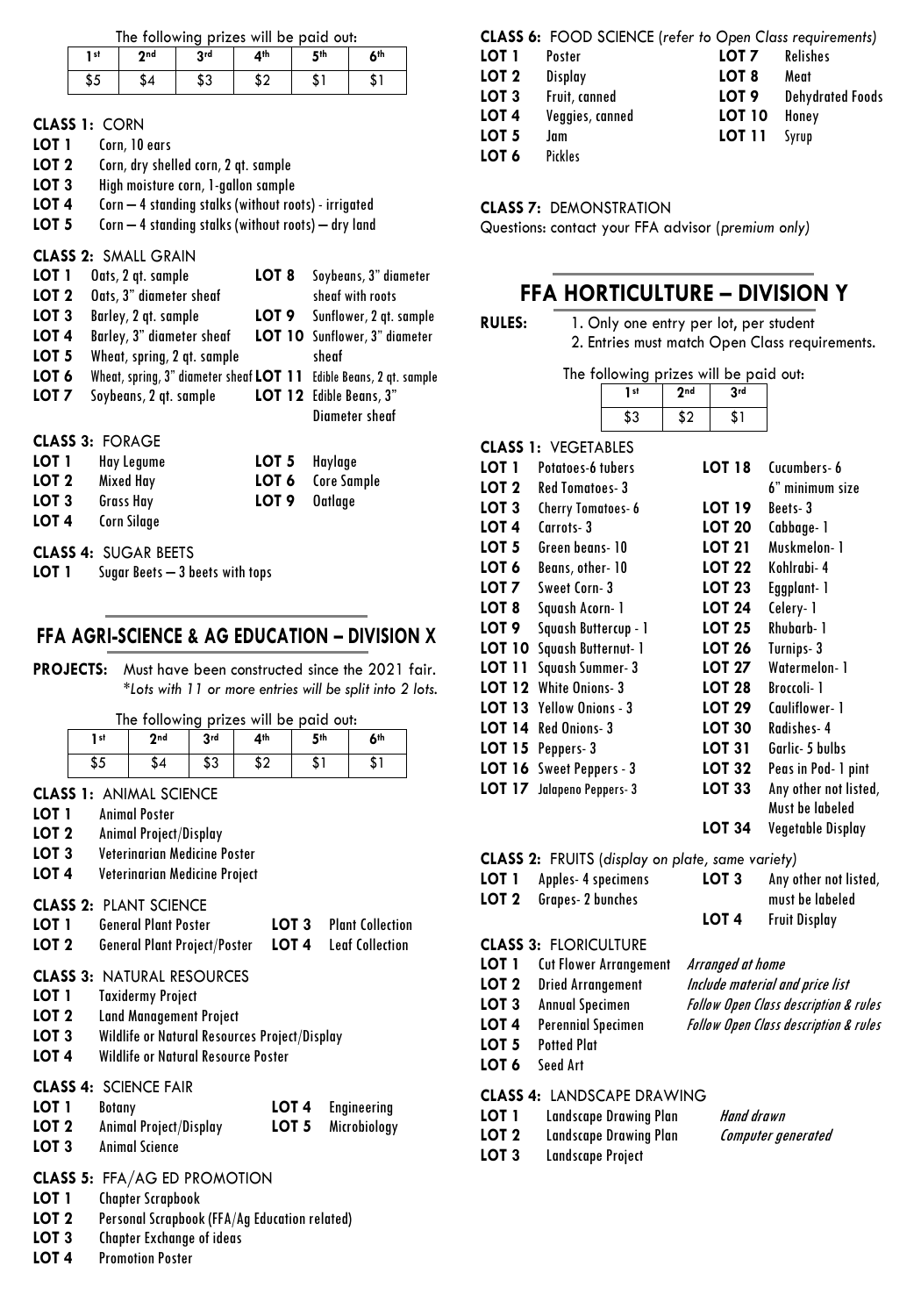The following prizes will be paid out:

| 1st | 2nd | 3rd | 4th | 5th | 6th |
|---|---|---|---|---|---|
| $5 | $4 | $3 | $2 | $1 | $1 |

**CLASS 1:** CORN

**LOT 1** Corn, 10 ears
**LOT 2** Corn, dry shelled corn, 2 qt. sample
**LOT 3** High moisture corn, 1-gallon sample
**LOT 4** Corn – 4 standing stalks (without roots) - irrigated
**LOT 5** Corn – 4 standing stalks (without roots) – dry land

**CLASS 2:** SMALL GRAIN

**LOT 1** Oats, 2 qt. sample
**LOT 2** Oats, 3" diameter sheaf
**LOT 3** Barley, 2 qt. sample
**LOT 4** Barley, 3" diameter sheaf
**LOT 5** Wheat, spring, 2 qt. sample
**LOT 6** Wheat, spring, 3" diameter sheaf
**LOT 7** Soybeans, 2 qt. sample
**LOT 8** Soybeans, 3" diameter sheaf with roots
**LOT 9** Sunflower, 2 qt. sample
**LOT 10** Sunflower, 3" diameter sheaf
**LOT 11** Edible Beans, 2 qt. sample
**LOT 12** Edible Beans, 3" Diameter sheaf

**CLASS 3:** FORAGE

**LOT 1** Hay Legume
**LOT 2** Mixed Hay
**LOT 3** Grass Hay
**LOT 4** Corn Silage
**LOT 5** Haylage
**LOT 6** Core Sample
**LOT 9** Oatlage

**CLASS 4:** SUGAR BEETS

**LOT 1** Sugar Beets – 3 beets with tops

## FFA AGRI-SCIENCE & AG EDUCATION – DIVISION X

**PROJECTS:** Must have been constructed since the 2021 fair.
*\*Lots with 11 or more entries will be split into 2 lots.*

The following prizes will be paid out:

| 1st | 2nd | 3rd | 4th | 5th | 6th |
|---|---|---|---|---|---|
| $5 | $4 | $3 | $2 | $1 | $1 |

**CLASS 1:** ANIMAL SCIENCE

**LOT 1** Animal Poster
**LOT 2** Animal Project/Display
**LOT 3** Veterinarian Medicine Poster
**LOT 4** Veterinarian Medicine Project

**CLASS 2:** PLANT SCIENCE

**LOT 1** General Plant Poster
**LOT 2** General Plant Project/Poster
**LOT 3** Plant Collection
**LOT 4** Leaf Collection

**CLASS 3:** NATURAL RESOURCES

**LOT 1** Taxidermy Project
**LOT 2** Land Management Project
**LOT 3** Wildlife or Natural Resources Project/Display
**LOT 4** Wildlife or Natural Resource Poster

**CLASS 4:** SCIENCE FAIR

**LOT 1** Botany
**LOT 2** Animal Project/Display
**LOT 3** Animal Science
**LOT 4** Engineering
**LOT 5** Microbiology

**CLASS 5:** FFA/AG ED PROMOTION

**LOT 1** Chapter Scrapbook
**LOT 2** Personal Scrapbook (FFA/Ag Education related)
**LOT 3** Chapter Exchange of ideas
**LOT 4** Promotion Poster

**CLASS 6:** FOOD SCIENCE (*refer to Open Class requirements*)

**LOT 1** Poster
**LOT 2** Display
**LOT 3** Fruit, canned
**LOT 4** Veggies, canned
**LOT 5** Jam
**LOT 6** Pickles
**LOT 7** Relishes
**LOT 8** Meat
**LOT 9** Dehydrated Foods
**LOT 10** Honey
**LOT 11** Syrup

**CLASS 7:** DEMONSTRATION

Questions: contact your FFA advisor (*premium only*)

## FFA HORTICULTURE – DIVISION Y

**RULES:**
1. Only one entry per lot, per student
2. Entries must match Open Class requirements.

The following prizes will be paid out:

| 1st | 2nd | 3rd |
|---|---|---|
| $3 | $2 | $1 |

**CLASS 1:** VEGETABLES

**LOT 1** Potatoes-6 tubers
**LOT 2** Red Tomatoes- 3
**LOT 3** Cherry Tomatoes- 6
**LOT 4** Carrots- 3
**LOT 5** Green beans- 10
**LOT 6** Beans, other- 10
**LOT 7** Sweet Corn- 3
**LOT 8** Squash Acorn- 1
**LOT 9** Squash Buttercup - 1
**LOT 10** Squash Butternut- 1
**LOT 11** Squash Summer- 3
**LOT 12** White Onions- 3
**LOT 13** Yellow Onions - 3
**LOT 14** Red Onions- 3
**LOT 15** Peppers- 3
**LOT 16** Sweet Peppers - 3
**LOT 17** Jalapeno Peppers- 3
**LOT 18** Cucumbers- 6 6" minimum size
**LOT 19** Beets- 3
**LOT 20** Cabbage- 1
**LOT 21** Muskmelon- 1
**LOT 22** Kohlrabi- 4
**LOT 23** Eggplant- 1
**LOT 24** Celery- 1
**LOT 25** Rhubarb- 1
**LOT 26** Turnips- 3
**LOT 27** Watermelon- 1
**LOT 28** Broccoli- 1
**LOT 29** Cauliflower- 1
**LOT 30** Radishes- 4
**LOT 31** Garlic- 5 bulbs
**LOT 32** Peas in Pod- 1 pint
**LOT 33** Any other not listed, Must be labeled
**LOT 34** Vegetable Display

**CLASS 2:** FRUITS (*display on plate, same variety*)

**LOT 1** Apples- 4 specimens
**LOT 2** Grapes- 2 bunches
**LOT 3** Any other not listed, must be labeled
**LOT 4** Fruit Display

**CLASS 3:** FLORICULTURE

**LOT 1** Cut Flower Arrangement *Arranged at home*
**LOT 2** Dried Arrangement *Include material and price list*
**LOT 3** Annual Specimen *Follow Open Class description & rules*
**LOT 4** Perennial Specimen *Follow Open Class description & rules*
**LOT 5** Potted Plat
**LOT 6** Seed Art

**CLASS 4:** LANDSCAPE DRAWING

**LOT 1** Landscape Drawing Plan *Hand drawn*
**LOT 2** Landscape Drawing Plan *Computer generated*
**LOT 3** Landscape Project